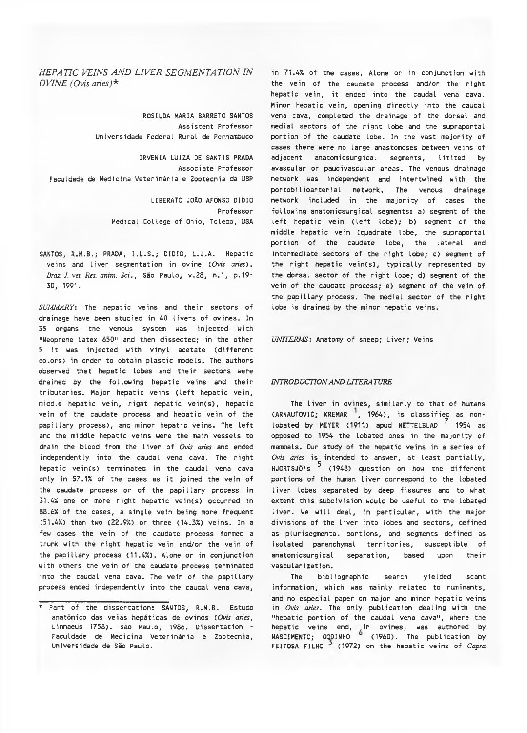# *HEPATIC VEINS AND LIVER SEGMENTATION IN OVINE (Ovis aries)**

ROSILDA MARIA BARRETO SANTOS
Assistent Professor
Universidade Federal Rural de Pernambuco

IRVENIA LUIZA DE SANTIS PRADA
Associate Professor
Faculdade de Medicina Veterinária e Zootecnia da USP

LIBERATO JOÃO AFONSO DIDIO
Professor
Medical College of Ohio, Toledo, USA

SANTOS, R.M.B.; PRADA, I.L.S.; DIDIO, L.J.A. Hepatic veins and liver segmentation in ovine (*Ovis aries*). *Braz. J. vet. Res. anim. Sci.*, São Paulo, v.28, n.1, p.19-30, 1991.

*SUMMARY*: The hepatic veins and their sectors of drainage have been studied in 40 livers of ovines. In 35 organs the venous system was injected with "Neoprene Latex 650" and then dissected; in the other 5 it was injected with vinyl acetate (different colors) in order to obtain plastic models. The authors observed that hepatic lobes and their sectors were drained by the following hepatic veins and their tributaries. Major hepatic veins (left hepatic vein, middle hepatic vein, right hepatic vein(s), hepatic vein of the caudate process and hepatic vein of the papillary process), and minor hepatic veins. The left and the middle hepatic veins were the main vessels to drain the blood from the liver of *Ovis aries* and ended independently into the caudal vena cava. The right hepatic vein(s) terminated in the caudal vena cava only in 57.1% of the cases as it joined the vein of the caudate process or of the papillary process in 31.4% one or more right hepatic vein(s) occurred in 88.6% of the cases, a single vein being more frequent (51.4%) than two (22.9%) or three (14.3%) veins. In a few cases the vein of the caudate process formed a trunk with the right hepatic vein and/or the vein of the papillary process (11.4%). Alone or in conjunction with others the vein of the caudate process terminated into the caudal vena cava. The vein of the papillary process ended independently into the caudal vena cava, in 71.4% of the cases. Alone or in conjunction with the vein of the caudate process and/or the right hepatic vein, it ended into the caudal vena cava. Minor hepatic vein, opening directly into the caudal vena cava, completed the drainage of the dorsal and medial sectors of the right lobe and the supraportal portion of the caudate lobe. In the vast majority of cases there were no large anastomoses between veins of adjacent anatomicsurgical segments, limited by avascular or paucivascular areas. The venous drainage network was independent and intertwined with the portobilioarterial network. The venous drainage network included in the majority of cases the following anatomicsurgical segments: a) segment of the left hepatic vein (left lobe); b) segment of the middle hepatic vein (quadrate lobe, the supraportal portion of the caudate lobe, the lateral and intermediate sectors of the right lobe; c) segment of the right hepatic vein(s), typically represented by the dorsal sector of the right lobe; d) segment of the vein of the caudate process; e) segment of the vein of the papillary process. The medial sector of the right lobe is drained by the minor hepatic veins.

*UNITERMS*: Anatomy of sheep; Liver; Veins

## *INTRODUCTION AND LITERATURE*

The liver in ovines, similarly to that of humans (ARNAUTOVIC; KREMAR [1], 1964), is classified as non-lobated by MEYER (1911) apud NETTELBLAD [7] 1954 as opposed to 1954 the lobated ones in the majority of mammals. Our study of the hepatic veins in a series of *Ovis aries* is intended to answer, at least partially, HJORTSJÖ's [5] (1948) question on how the different portions of the human liver correspond to the lobated liver lobes separated by deep fissures and to what extent this subdivision would be useful to the lobated liver. We will deal, in particular, with the major divisions of the liver into lobes and sectors, defined as plurisegmental portions, and segments defined as isolated parenchymal territories, susceptible of anatomicsurgical separation, based upon their vascularization.

The bibliographic search yielded scant information, which was mainly related to ruminants, and no especial paper on major and minor hepatic veins in *Ovis aries*. The only publication dealing with the "hepatic portion of the caudal vena cava", where the hepatic veins end, in ovines, was authored by NASCIMENTO; GODINHO [6] (1960). The publication by FEITOSA FILHO [3] (1972) on the hepatic veins of *Capra*

---

\* Part of the dissertation: SANTOS, R.M.B. Estudo anatômico das veias hepáticas de ovinos (*Ovis aries*, Linnaeus 1758). São Paulo, 1986. Dissertation - Faculdade de Medicina Veterinária e Zootecnia, Universidade de São Paulo.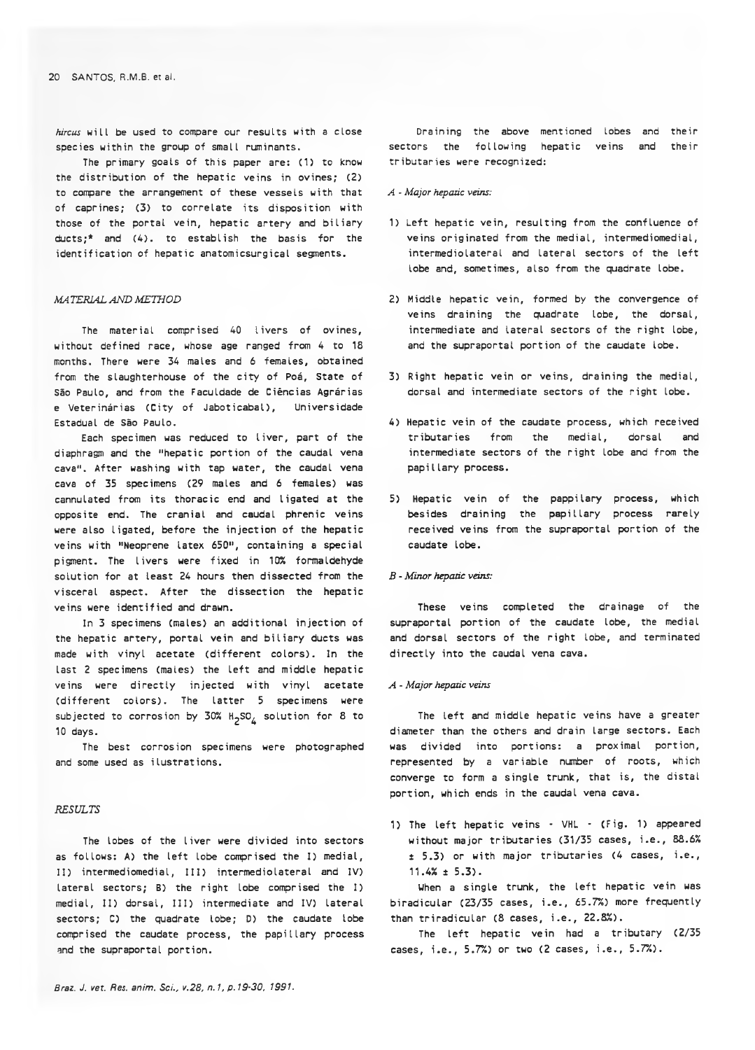*hircus* will be used to compare our results with a close species within the group of small ruminants.

The primary goals of this paper are: (1) to know the distribution of the hepatic veins in ovines; (2) to compare the arrangement of these vessels with that of caprines; (3) to correlate its disposition with those of the portal vein, hepatic artery and biliary ducts;* and (4). to establish the basis for the identification of hepatic anatomicsurgical segments.

## *MATERIAL AND METHOD*

The material comprised 40 livers of ovines, without defined race, whose age ranged from 4 to 18 months. There were 34 males and 6 females, obtained from the slaughterhouse of the city of Poá, State of São Paulo, and from the Faculdade de Ciências Agrárias e Veterinárias (City of Jaboticabal), Universidade Estadual de São Paulo.

Each specimen was reduced to liver, part of the diaphragm and the "hepatic portion of the caudal vena cava". After washing with tap water, the caudal vena cava of 35 specimens (29 males and 6 females) was cannulated from its thoracic end and ligated at the opposite end. The cranial and caudal phrenic veins were also ligated, before the injection of the hepatic veins with "Neoprene latex 650", containing a special pigment. The livers were fixed in 10% formaldehyde solution for at least 24 hours then dissected from the visceral aspect. After the dissection the hepatic veins were identified and drawn.

In 3 specimens (males) an additional injection of the hepatic artery, portal vein and biliary ducts was made with vinyl acetate (different colors). In the last 2 specimens (males) the left and middle hepatic veins were directly injected with vinyl acetate (different colors). The latter 5 specimens were subjected to corrosion by 30% $H_2SO_4$ solution for 8 to 10 days.

The best corrosion specimens were photographed and some used as ilustrations.

## *RESULTS*

The lobes of the liver were divided into sectors as follows: A) the left lobe comprised the I) medial, II) intermediomedial, III) intermediolateral and IV) lateral sectors; B) the right lobe comprised the I) medial, II) dorsal, III) intermediate and IV) lateral sectors; C) the quadrate lobe; D) the caudate lobe comprised the caudate process, the papillary process and the supraportal portion.

Draining the above mentioned lobes and their sectors the following hepatic veins and their tributaries were recognized:

*A - Major hepatic veins:*

1) Left hepatic vein, resulting from the confluence of veins originated from the medial, intermediomedial, intermediolateral and lateral sectors of the left lobe and, sometimes, also from the quadrate lobe.
2) Middle hepatic vein, formed by the convergence of veins draining the quadrate lobe, the dorsal, intermediate and lateral sectors of the right lobe, and the supraportal portion of the caudate lobe.
3) Right hepatic vein or veins, draining the medial, dorsal and intermediate sectors of the right lobe.
4) Hepatic vein of the caudate process, which received tributaries from the medial, dorsal and intermediate sectors of the right lobe and from the papillary process.
5) Hepatic vein of the pappilary process, which besides draining the papillary process rarely received veins from the supraportal portion of the caudate lobe.

*B - Minor hepatic veins:*

These veins completed the drainage of the supraportal portion of the caudate lobe, the medial and dorsal sectors of the right lobe, and terminated directly into the caudal vena cava.

*A - Major hepatic veins*

The left and middle hepatic veins have a greater diameter than the others and drain large sectors. Each was divided into portions: a proximal portion, represented by a variable number of roots, which converge to form a single trunk, that is, the distal portion, which ends in the caudal vena cava.

1) The left hepatic veins - VHL - (Fig. 1) appeared without major tributaries (31/35 cases, i.e., 88.6% ± 5.3) or with major tributaries (4 cases, i.e., 11.4% ± 5.3).

When a single trunk, the left hepatic vein was biradicular (23/35 cases, i.e., 65.7%) more frequently than triradicular (8 cases, i.e., 22.8%).

The left hepatic vein had a tributary (2/35 cases, i.e., 5.7%) or two (2 cases, i.e., 5.7%).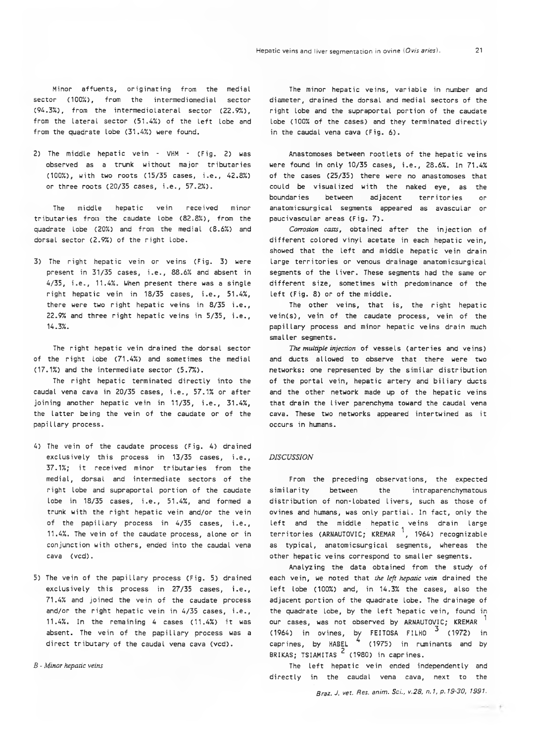Minor affuents, originating from the medial sector (100%), from the intermediomedial sector (94.3%), from the intermediolateral sector (22.9%), from the lateral sector (51.4%) of the left lobe and from the quadrate lobe (31.4%) were found.

2) The middle hepatic vein - VHM - (Fig. 2) was observed as a trunk without major tributaries (100%), with two roots (15/35 cases, i.e., 42.8%) or three roots (20/35 cases, i.e., 57.2%).

The middle hepatic vein received minor tributaries from the caudate lobe (82.8%), from the quadrate lobe (20%) and from the medial (8.6%) and dorsal sector (2.9%) of the right lobe.

3) The right hepatic vein or veins (Fig. 3) were present in 31/35 cases, i.e., 88.6% and absent in 4/35, i.e., 11.4%. When present there was a single right hepatic vein in 18/35 cases, i.e., 51.4%, there were two right hepatic veins in 8/35 i.e., 22.9% and three right hepatic veins in 5/35, i.e., 14.3%.

The right hepatic vein drained the dorsal sector of the right lobe (71.4%) and sometimes the medial (17.1%) and the intermediate sector (5.7%).

The right hepatic terminated directly into the caudal vena cava in 20/35 cases, i.e., 57.1% or after joining another hepatic vein in 11/35, i.e., 31.4%, the latter being the vein of the caudate or of the papillary process.

4) The vein of the caudate process (Fig. 4) drained exclusively this process in 13/35 cases, i.e., 37.1%; it received minor tributaries from the medial, dorsal and intermediate sectors of the right lobe and supraportal portion of the caudate lobe in 18/35 cases, i.e., 51.4%, and formed a trunk with the right hepatic vein and/or the vein of the papillary process in 4/35 cases, i.e., 11.4%. The vein of the caudate process, alone or in conjunction with others, ended into the caudal vena cava (vcd).

5) The vein of the papillary process (Fig. 5) drained exclusively this process in 27/35 cases, i.e., 71.4% and joined the vein of the caudate process and/or the right hepatic vein in 4/35 cases, i.e., 11.4%. In the remaining 4 cases (11.4%) it was absent. The vein of the papillary process was a direct tributary of the caudal vena cava (vcd).

*B - Minor hepatic veins*

The minor hepatic veins, variable in number and diameter, drained the dorsal and medial sectors of the right lobe and the supraportal portion of the caudate lobe (100% of the cases) and they terminated directly in the caudal vena cava (Fig. 6).

Anastomoses between rootlets of the hepatic veins were found in only 10/35 cases, i.e., 28.6%. In 71.4% of the cases (25/35) there were no anastomoses that could be visualized with the naked eye, as the boundaries between adjacent territories or anatomicsurgical segments appeared as avascular or paucivascular areas (Fig. 7).

*Corrosion casts*, obtained after the injection of different colored vinyl acetate in each hepatic vein, showed that the left and middle hepatic vein drain large territories or venous drainage anatomicsurgical segments of the liver. These segments had the same or different size, sometimes with predominance of the left (Fig. 8) or of the middle.

The other veins, that is, the right hepatic vein(s), vein of the caudate process, vein of the papillary process and minor hepatic veins drain much smaller segments.

*The multiple injection* of vessels (arteries and veins) and ducts allowed to observe that there were two networks: one represented by the similar distribution of the portal vein, hepatic artery and biliary ducts and the other network made up of the hepatic veins that drain the liver parenchyma toward the caudal vena cava. These two networks appeared intertwined as it occurs in humans.

## DISCUSSION

From the preceding observations, the expected similarity between the intraparenchymatous distribution of non-lobated livers, such as those of ovines and humans, was only partial. In fact, only the left and the middle hepatic veins drain large territories (ARNAUTOVIC; KREMAR [1], 1964) recognizable as typical, anatomicsurgical segments, whereas the other hepatic veins correspond to smaller segments.

Analyzing the data obtained from the study of each vein, we noted that *the left hepatic vein* drained the left lobe (100%) and, in 14.3% the cases, also the adjacent portion of the quadrate lobe. The drainage of the quadrate lobe, by the left hepatic vein, found in our cases, was not observed by ARNAUTOVIC; KREMAR [1] (1964) in ovines, by FEITOSA FILHO [3] (1972) in caprines, by HABEL [4] (1975) in ruminants and by BRIKAS; TSIAMITAS [2] (1980) in caprines.

The left hepatic vein ended independently and directly in the caudal vena cava, next to the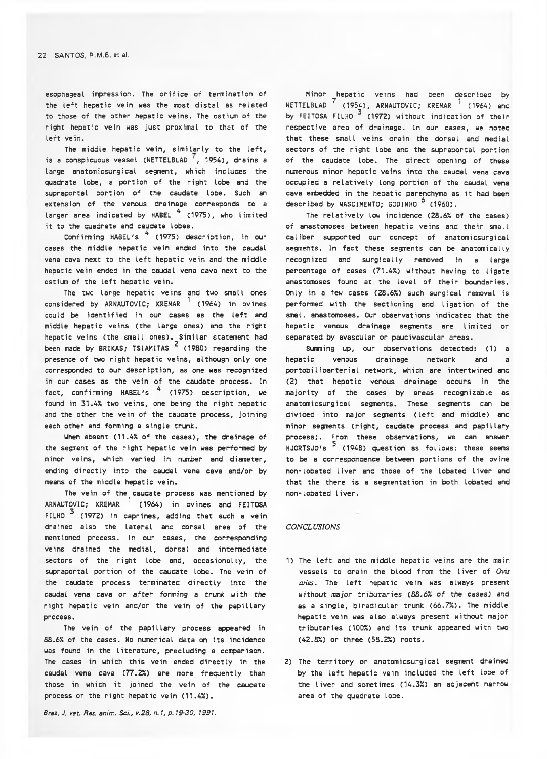esophageal impression. The orifice of termination of the left hepatic vein was the most distal as related to those of the other hepatic veins. The ostium of the right hepatic vein was just proximal to that of the left vein.

The middle hepatic vein, similarly to the left, is a conspicuous vessel (NETTELBLAD [7], 1954), drains a large anatomicsurgical segment, which includes the quadrate lobe, a portion of the right lobe and the supraportal portion of the caudate lobe. Such an extension of the venous drainage corresponds to a larger area indicated by HABEL [4] (1975), who limited it to the quadrate and caudate lobes.

Confirming HABEL's [4] (1975) description, in our cases the middle hepatic vein ended into the caudal vena cava next to the left hepatic vein and the middle hepatic vein ended in the caudal vena cava next to the ostium of the left hepatic vein.

The two large hepatic veins and two small ones considered by ARNAUTOVIC; KREMAR [1] (1964) in ovines could be identified in our cases as the left and middle hepatic veins (the large ones) and the right hepatic veins (the small ones). Similar statement had been made by BRIKAS; TSIAMITAS [2] (1980) regarding the presence of two right hepatic veins, although only one corresponded to our description, as one was recognized in our cases as the vein of the caudate process. In fact, confirming HABEL's [4] (1975) description, we found in 31.4% two veins, one being the right hepatic and the other the vein of the caudate process, joining each other and forming a single trunk.

When absent (11.4% of the cases), the drainage of the segment of the right hepatic vein was performed by minor veins, which varied in number and diameter, ending directly into the caudal vena cava and/or by means of the middle hepatic vein.

The vein of the caudate process was mentioned by ARNAUTOVIC; KREMAR [1] (1964) in ovines and FEITOSA FILHO [3] (1972) in caprines, adding that such a vein drained also the lateral and dorsal area of the mentioned process. In our cases, the corresponding veins drained the medial, dorsal and intermediate sectors of the right lobe and, occasionally, the supraportal portion of the caudate lobe. The vein of the caudate process terminated directly into the caudal vena cava or after forming a trunk with the right hepatic vein and/or the vein of the papillary process.

The vein of the papillary process appeared in 88.6% of the cases. No numerical data on its incidence was found in the literature, precluding a comparison. The cases in which this vein ended directly in the caudal vena cava (77.2%) are more frequently than those in which it joined the vein of the caudate process or the right hepatic vein (11.4%).

Minor hepatic veins had been described by NETTELBLAD [7] (1954), ARNAUTOVIC; KREMAR [1] (1964) and by FEITOSA FILHO [3] (1972) without indication of their respective area of drainage. In our cases, we noted that these small veins drain the dorsal and medial sectors of the right lobe and the supraportal portion of the caudate lobe. The direct opening of these numerous minor hepatic veins into the caudal vena cava occupied a relatively long portion of the caudal vena cava embedded in the hepatic parenchyma as it had been described by NASCIMENTO; GODINHO [6] (1960).

The relatively low incidence (28.6% of the cases) of anastomoses between hepatic veins and their small caliber supported our concept of anatomicsurgical segments. In fact these segments can be anatomically recognized and surgically removed in a large percentage of cases (71.4%) without having to ligate anastomoses found at the level of their boundaries. Only in a few cases (28.6%) such surgical removal is performed with the sectioning and ligation of the small anastomoses. Our observations indicated that the hepatic venous drainage segments are limited or separated by avascular or paucivascular areas.

Summing up, our observations detected: (1) a hepatic venous drainage network and a portobilioarterial network, which are intertwined and (2) that hepatic venous drainage occurs in the majority of the cases by areas recognizable as anatomicsurgical segments. These segments can be divided into major segments (left and middle) and minor segments (right, caudate process and papillary process). From these observations, we can answer HJORTSJÖ's [5] (1948) question as follows: these seems to be a correspondence between portions of the ovine non-lobated liver and those of the lobated liver and that the there is a segmentation in both lobated and non-lobated liver.

## CONCLUSIONS

1) The left and the middle hepatic veins are the main vessels to drain the blood from the liver of *Ovis aries*. The left hepatic vein was always present without major tributaries (88.6% of the cases) and as a single, biradicular trunk (66.7%). The middle hepatic vein was also always present without major tributaries (100%) and its trunk appeared with two (42.8%) or three (58.2%) roots.

2) The territory or anatomicsurgical segment drained by the left hepatic vein included the left lobe of the liver and sometimes (14.3%) an adjacent narrow area of the quadrate lobe.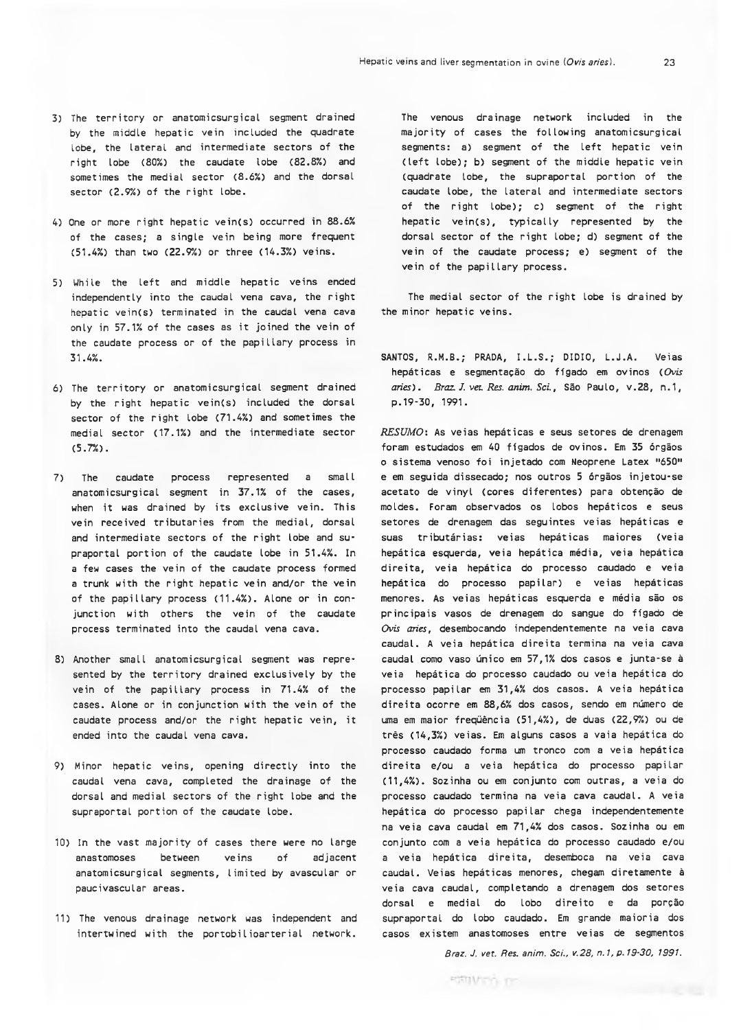3) The territory or anatomicsurgical segment drained by the middle hepatic vein included the quadrate lobe, the lateral and intermediate sectors of the right lobe (80%) the caudate lobe (82.8%) and sometimes the medial sector (8.6%) and the dorsal sector (2.9%) of the right lobe.

4) One or more right hepatic vein(s) occurred in 88.6% of the cases; a single vein being more frequent (51.4%) than two (22.9%) or three (14.3%) veins.

5) While the left and middle hepatic veins ended independently into the caudal vena cava, the right hepatic vein(s) terminated in the caudal vena cava only in 57.1% of the cases as it joined the vein of the caudate process or of the papillary process in 31.4%.

6) The territory or anatomicsurgical segment drained by the right hepatic vein(s) included the dorsal sector of the right lobe (71.4%) and sometimes the medial sector (17.1%) and the intermediate sector (5.7%).

7) The caudate process represented a small anatomicsurgical segment in 37.1% of the cases, when it was drained by its exclusive vein. This vein received tributaries from the medial, dorsal and intermediate sectors of the right lobe and supraportal portion of the caudate lobe in 51.4%. In a few cases the vein of the caudate process formed a trunk with the right hepatic vein and/or the vein of the papillary process (11.4%). Alone or in conjunction with others the vein of the caudate process terminated into the caudal vena cava.

8) Another small anatomicsurgical segment was represented by the territory drained exclusively by the vein of the papillary process in 71.4% of the cases. Alone or in conjunction with the vein of the caudate process and/or the right hepatic vein, it ended into the caudal vena cava.

9) Minor hepatic veins, opening directly into the caudal vena cava, completed the drainage of the dorsal and medial sectors of the right lobe and the supraportal portion of the caudate lobe.

10) In the vast majority of cases there were no large anastomoses between veins of adjacent anatomicsurgical segments, limited by avascular or paucivascular areas.

11) The venous drainage network was independent and intertwined with the portobilioarterial network.

The venous drainage network included in the majority of cases the following anatomicsurgical segments: a) segment of the left hepatic vein (left lobe); b) segment of the middle hepatic vein (quadrate lobe, the supraportal portion of the caudate lobe, the lateral and intermediate sectors of the right lobe); c) segment of the right hepatic vein(s), typically represented by the dorsal sector of the right lobe; d) segment of the vein of the caudate process; e) segment of the vein of the papillary process.

The medial sector of the right lobe is drained by the minor hepatic veins.

SANTOS, R.M.B.; PRADA, I.L.S.; DIDIO, L.J.A. Veias hepáticas e segmentação do fígado em ovinos (*Ovis aries*). *Braz. J. vet. Res. anim. Sci.*, São Paulo, v.28, n.1, p.19-30, 1991.

*RESUMO*: As veias hepáticas e seus setores de drenagem foram estudados em 40 fígados de ovinos. Em 35 órgãos o sistema venoso foi injetado com Neoprene Latex "650" e em seguida dissecado; nos outros 5 órgãos injetou-se acetato de vinyl (cores diferentes) para obtenção de moldes. Foram observados os lobos hepáticos e seus setores de drenagem das seguintes veias hepáticas e suas tributárias: veias hepáticas maiores (veia hepática esquerda, veia hepática média, veia hepática direita, veia hepática do processo caudado e veia hepática do processo papilar) e veias hepáticas menores. As veias hepáticas esquerda e média são os principais vasos de drenagem do sangue do fígado de *Ovis aries*, desembocando independentemente na veia cava caudal. A veia hepática direita termina na veia cava caudal como vaso único em 57,1% dos casos e junta-se à veia hepática do processo caudado ou veia hepática do processo papilar em 31,4% dos casos. A veia hepática direita ocorre em 88,6% dos casos, sendo em número de uma em maior freqüência (51,4%), de duas (22,9%) ou de três (14,3%) veias. Em alguns casos a vaia hepática do processo caudado forma um tronco com a veia hepática direita e/ou a veia hepática do processo papilar (11,4%). Sozinha ou em conjunto com outras, a veia do processo caudado termina na veia cava caudal. A veia hepática do processo papilar chega independentemente na veia cava caudal em 71,4% dos casos. Sozinha ou em conjunto com a veia hepática do processo caudado e/ou a veia hepática direita, desemboca na veia cava caudal. Veias hepáticas menores, chegam diretamente à veia cava caudal, completando a drenagem dos setores dorsal e medial do lobo direito e da porção supraportal do lobo caudado. Em grande maioria dos casos existem anastomoses entre veias de segmentos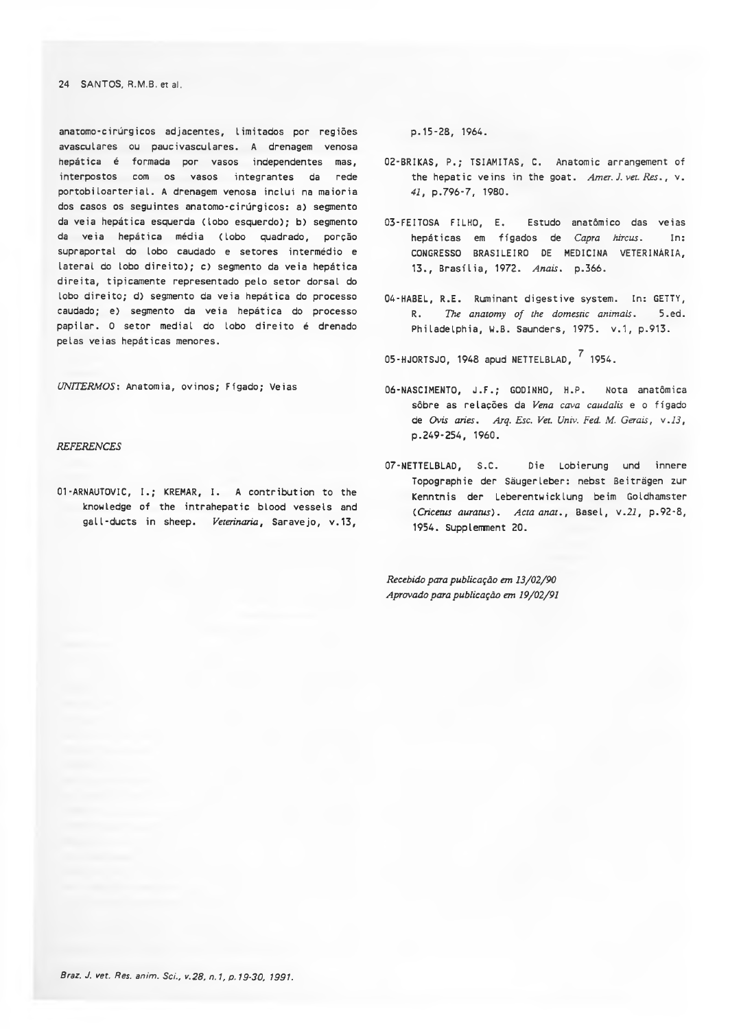anatomo-cirúrgicos adjacentes, limitados por regiões avasculares ou paucivasculares. A drenagem venosa hepática é formada por vasos independentes mas, interpostos com os vasos integrantes da rede portobiloarterial. A drenagem venosa inclui na maioria dos casos os seguintes anatomo-cirúrgicos: a) segmento da veia hepática esquerda (lobo esquerdo); b) segmento da veia hepática média (lobo quadrado, porção supraportal do lobo caudado e setores intermédio e lateral do lobo direito); c) segmento da veia hepática direita, tipicamente representado pelo setor dorsal do lobo direito; d) segmento da veia hepática do processo caudado; e) segmento da veia hepática do processo papilar. O setor medial do lobo direito é drenado pelas veias hepáticas menores.

*UNITERMOS*: Anatomia, ovinos; Fígado; Veias

*REFERENCES*

01-ARNAUTOVIC, I.; KREMAR, I. A contribution to the knowledge of the intrahepatic blood vessels and gall-ducts in sheep. *Veterinaria*, Saravejo, v.13, p.15-28, 1964.

02-BRIKAS, P.; TSIAMITAS, C. Anatomic arrangement of the hepatic veins in the goat. *Amer. J. vet. Res.*, v. *41*, p.796-7, 1980.

03-FEITOSA FILHO, E. Estudo anatômico das veias hepáticas em fígados de *Capra hircus*. In: CONGRESSO BRASILEIRO DE MEDICINA VETERINÁRIA, 13., Brasília, 1972. *Anais*. p.366.

04-HABEL, R.E. Ruminant digestive system. In: GETTY, R. *The anatomy of the domestic animals*. 5.ed. Philadelphia, W.B. Saunders, 1975. v.1, p.913.

05-HJORTSJO, 1948 apud NETTELBLAD, [7] 1954.

06-NASCIMENTO, J.F.; GODINHO, H.P. Nota anatômica sôbre as relações da *Vena cava caudalis* e o fígado de *Ovis aries*. *Arq. Esc. Vet. Univ. Fed. M. Gerais*, v.*13*, p.249-254, 1960.

07-NETTELBLAD, S.C. Die Lobierung und innere Topographie der Säugerleber: nebst Beiträgen zur Kenntnis der Leberentwicklung beim Goldhamster (*Cricetus auratus*). *Acta anat.*, Basel, v.*21*, p.92-8, 1954. Supplemment 20.

*Recebido para publicação em 13/02/90*
*Aprovado para publicação em 19/02/91*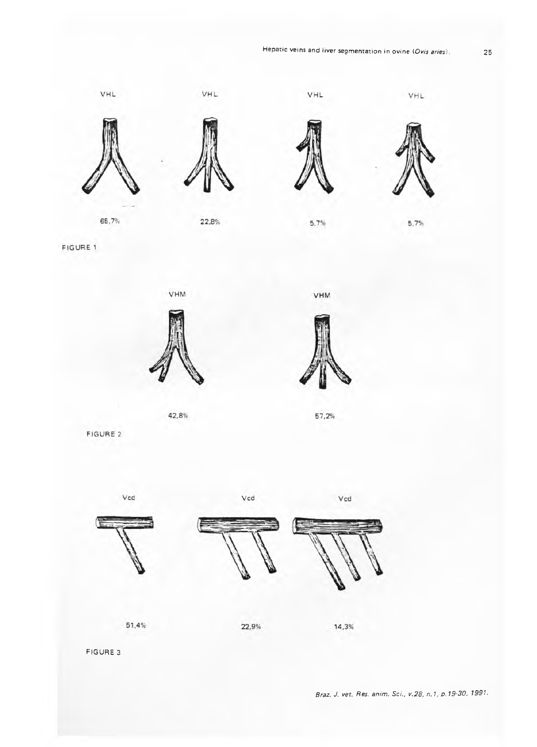VHL VHL VHL VHL

65,7% 22,8% 5,7% 5,7%

FIGURE 1

VHM VHM

42,8% 57,2%

FIGURE 2

Vcd Vcd Vcd

51,4% 22,9% 14,3%

FIGURE 3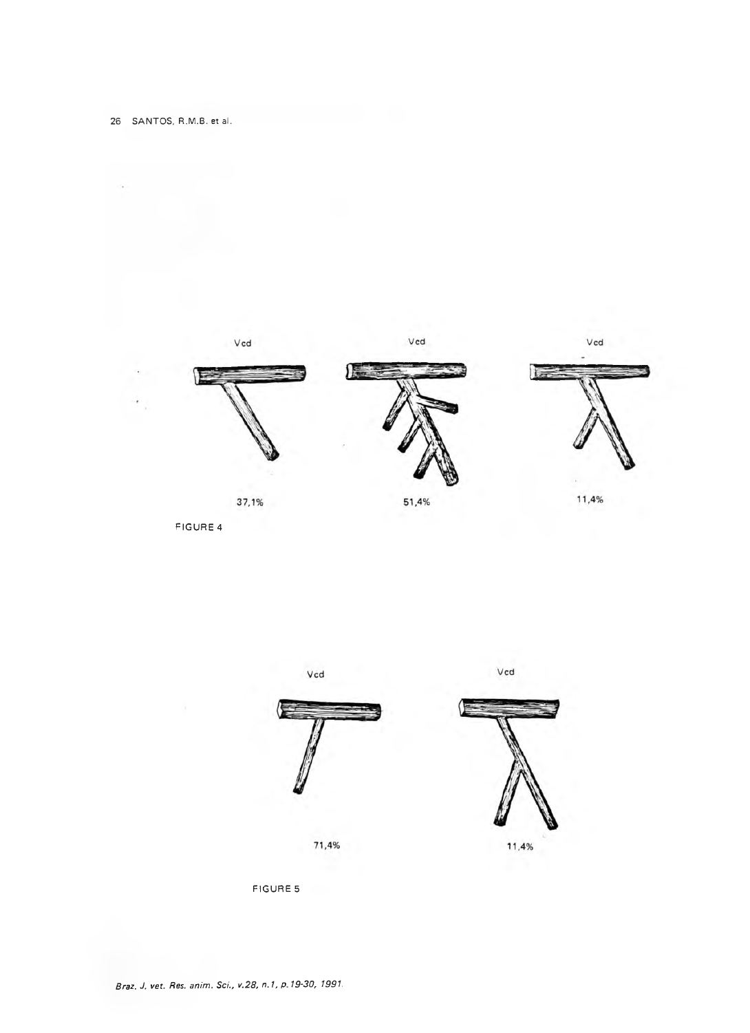Vcd

37,1%

Vcd

51,4%

Vcd

11,4%

FIGURE 4

Vcd

71,4%

Vcd

11,4%

FIGURE 5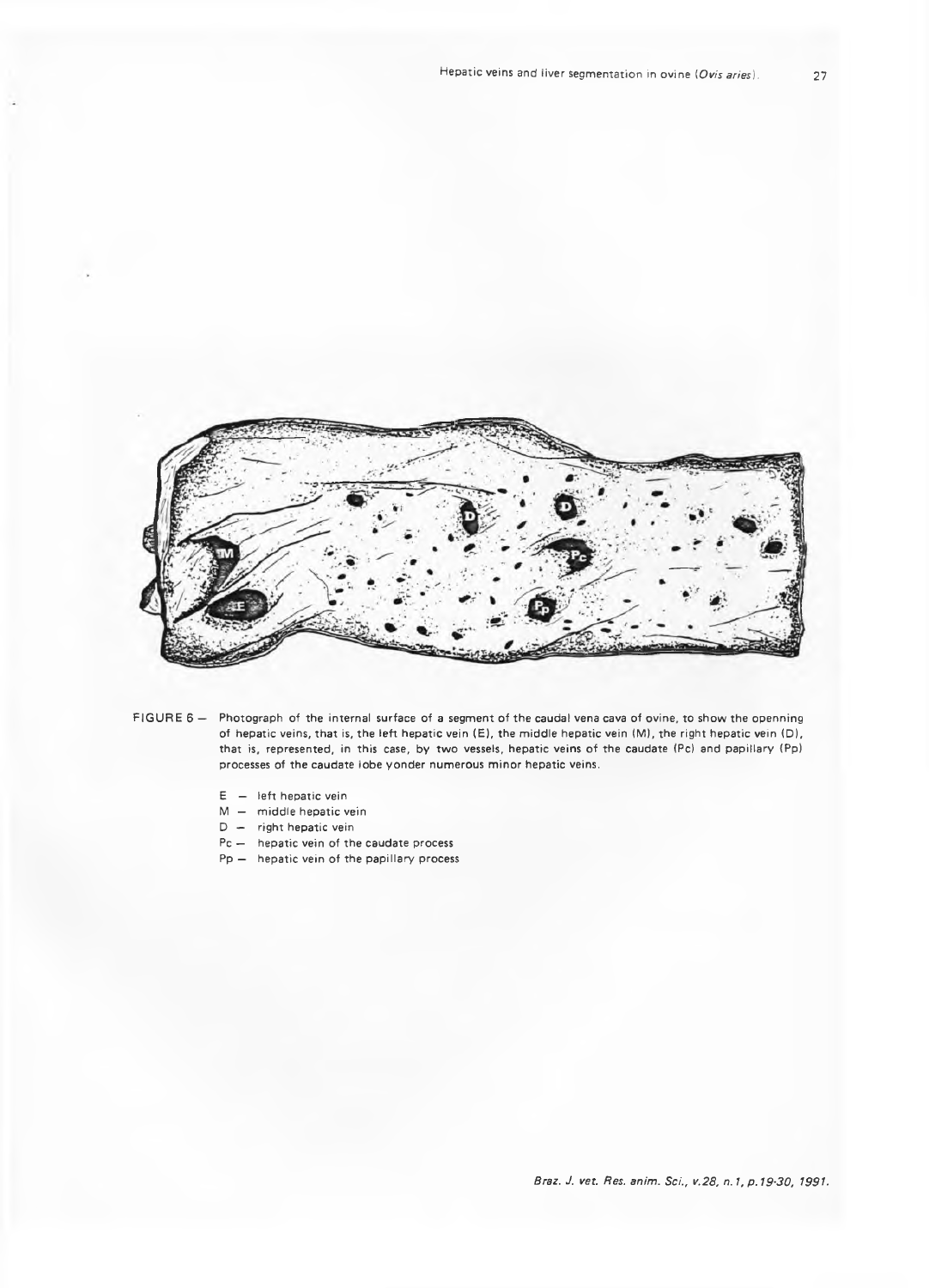FIGURE 6 — Photograph of the internal surface of a segment of the caudal vena cava of ovine, to show the openning of hepatic veins, that is, the left hepatic vein (E), the middle hepatic vein (M), the right hepatic vein (D), that is, represented, in this case, by two vessels, hepatic veins of the caudate (Pc) and papillary (Pp) processes of the caudate lobe yonder numerous minor hepatic veins.

- E — left hepatic vein
- M — middle hepatic vein
- D — right hepatic vein
- Pc — hepatic vein of the caudate process
- Pp — hepatic vein of the papillary process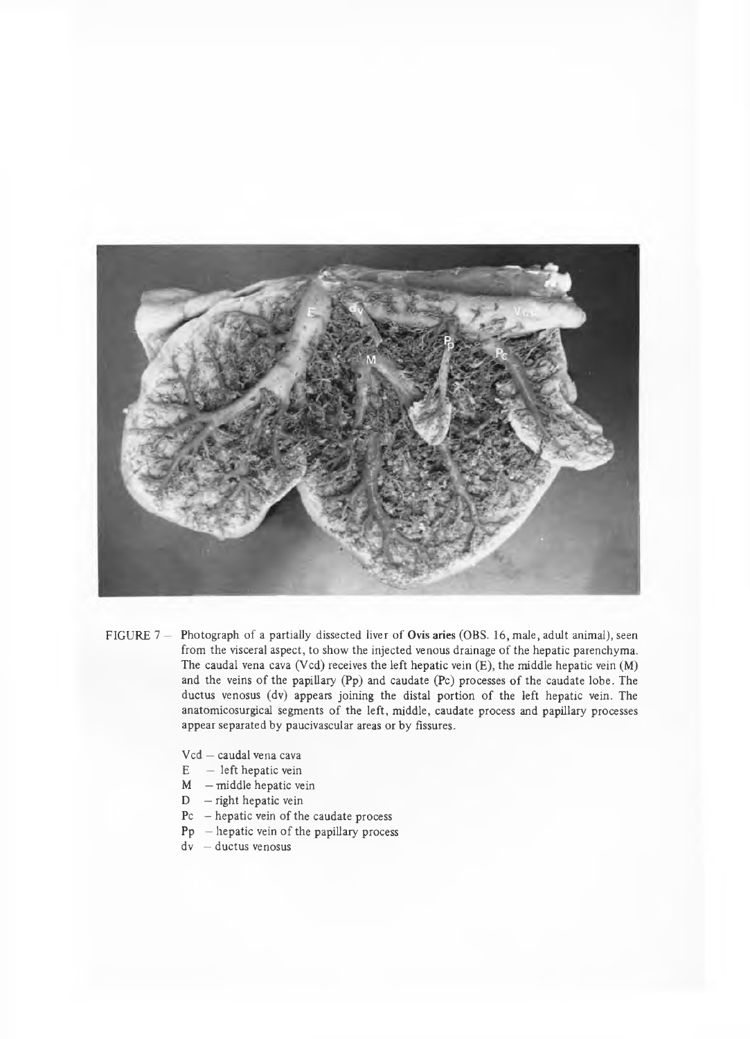FIGURE 7 – Photograph of a partially dissected liver of **Ovis aries** (OBS. 16, male, adult animal), seen from the visceral aspect, to show the injected venous drainage of the hepatic parenchyma. The caudal vena cava (Vcd) receives the left hepatic vein (E), the middle hepatic vein (M) and the veins of the papillary (Pp) and caudate (Pc) processes of the caudate lobe. The ductus venosus (dv) appears joining the distal portion of the left hepatic vein. The anatomicosurgical segments of the left, middle, caudate process and papillary processes appear separated by paucivascular areas or by fissures.

- Vcd – caudal vena cava
- E – left hepatic vein
- M – middle hepatic vein
- D – right hepatic vein
- Pc – hepatic vein of the caudate process
- Pp – hepatic vein of the papillary process
- dv – ductus venosus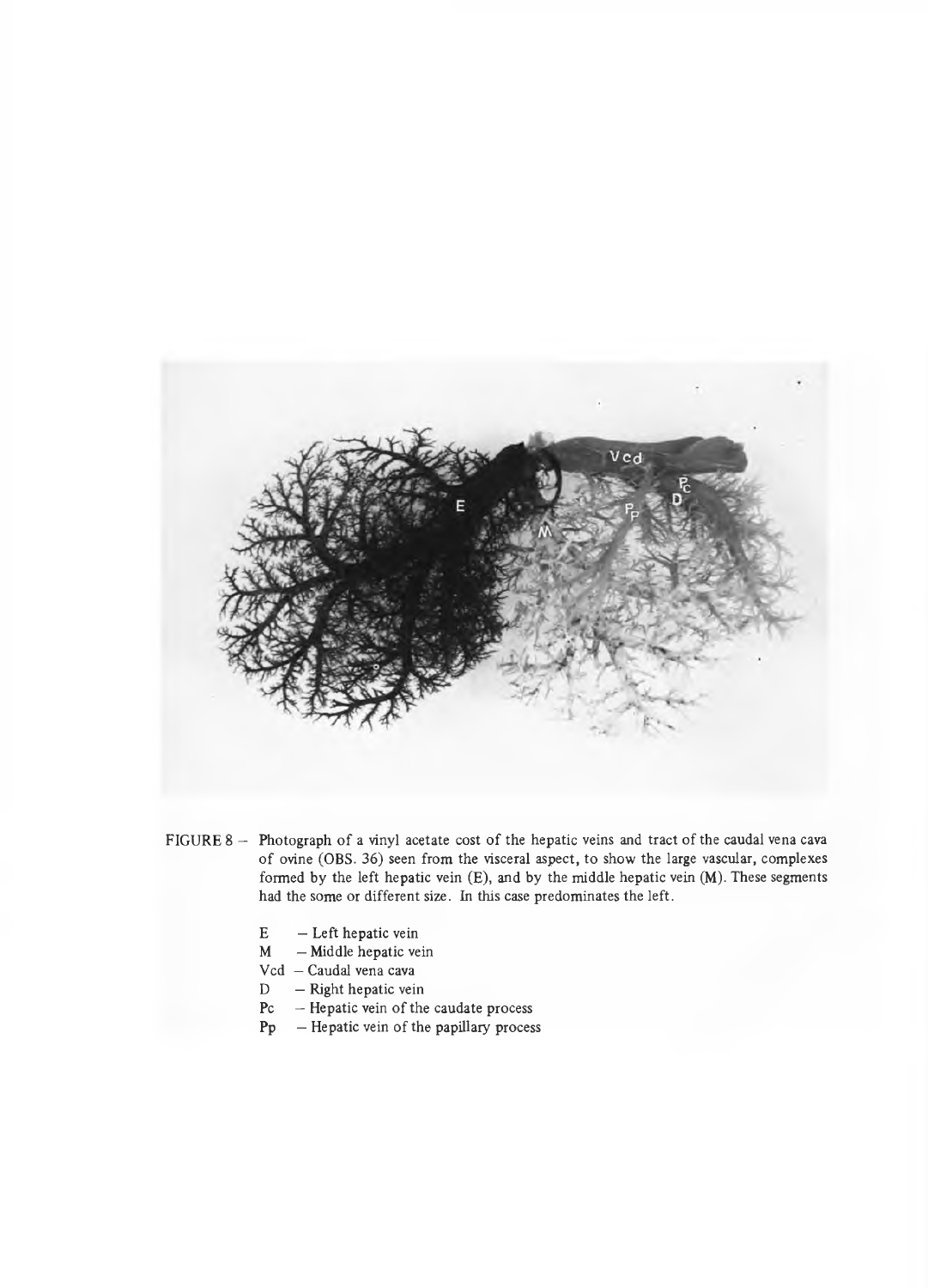FIGURE 8 – Photograph of a vinyl acetate cost of the hepatic veins and tract of the caudal vena cava of ovine (OBS. 36) seen from the visceral aspect, to show the large vascular, complexes formed by the left hepatic vein (E), and by the middle hepatic vein (M). These segments had the some or different size. In this case predominates the left.

- E – Left hepatic vein
- M – Middle hepatic vein
- Vcd – Caudal vena cava
- D – Right hepatic vein
- Pc – Hepatic vein of the caudate process
- Pp – Hepatic vein of the papillary process